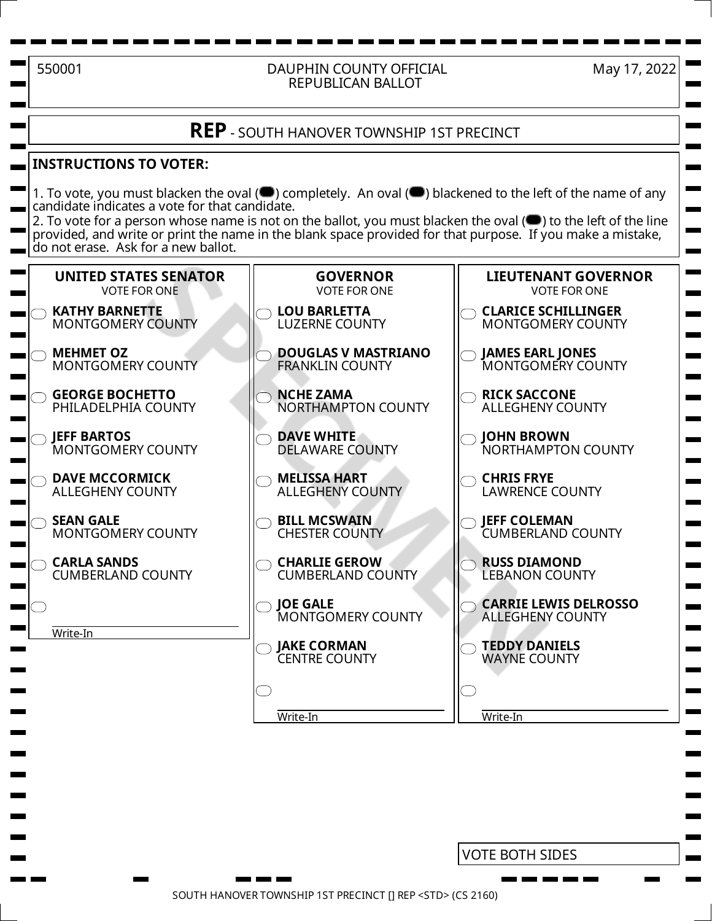550001

DAUPHIN COUNTY OFFICIAL
REPUBLICAN BALLOT

May 17, 2022

# REP - SOUTH HANOVER TOWNSHIP 1ST PRECINCT

**INSTRUCTIONS TO VOTER:**

1. To vote, you must blacken the oval ( ) completely. An oval ( ) blackened to the left of the name of any candidate indicates a vote for that candidate.
2. To vote for a person whose name is not on the ballot, you must blacken the oval ( ) to the left of the line provided, and write or print the name in the blank space provided for that purpose. If you make a mistake, do not erase. Ask for a new ballot.

## UNITED STATES SENATOR
VOTE FOR ONE

- **KATHY BARNETTE** MONTGOMERY COUNTY
- **MEHMET OZ** MONTGOMERY COUNTY
- **GEORGE BOCHETTO** PHILADELPHIA COUNTY
- **JEFF BARTOS** MONTGOMERY COUNTY
- **DAVE MCCORMICK** ALLEGHENY COUNTY
- **SEAN GALE** MONTGOMERY COUNTY
- **CARLA SANDS** CUMBERLAND COUNTY
- Write-In

## GOVERNOR
VOTE FOR ONE

- **LOU BARLETTA** LUZERNE COUNTY
- **DOUGLAS V MASTRIANO** FRANKLIN COUNTY
- **NCHE ZAMA** NORTHAMPTON COUNTY
- **DAVE WHITE** DELAWARE COUNTY
- **MELISSA HART** ALLEGHENY COUNTY
- **BILL MCSWAIN** CHESTER COUNTY
- **CHARLIE GEROW** CUMBERLAND COUNTY
- **JOE GALE** MONTGOMERY COUNTY
- **JAKE CORMAN** CENTRE COUNTY
- Write-In

## LIEUTENANT GOVERNOR
VOTE FOR ONE

- **CLARICE SCHILLINGER** MONTGOMERY COUNTY
- **JAMES EARL JONES** MONTGOMERY COUNTY
- **RICK SACCONE** ALLEGHENY COUNTY
- **JOHN BROWN** NORTHAMPTON COUNTY
- **CHRIS FRYE** LAWRENCE COUNTY
- **JEFF COLEMAN** CUMBERLAND COUNTY
- **RUSS DIAMOND** LEBANON COUNTY
- **CARRIE LEWIS DELROSSO** ALLEGHENY COUNTY
- **TEDDY DANIELS** WAYNE COUNTY
- Write-In

VOTE BOTH SIDES

SOUTH HANOVER TOWNSHIP 1ST PRECINCT [] REP <STD> (CS 2160)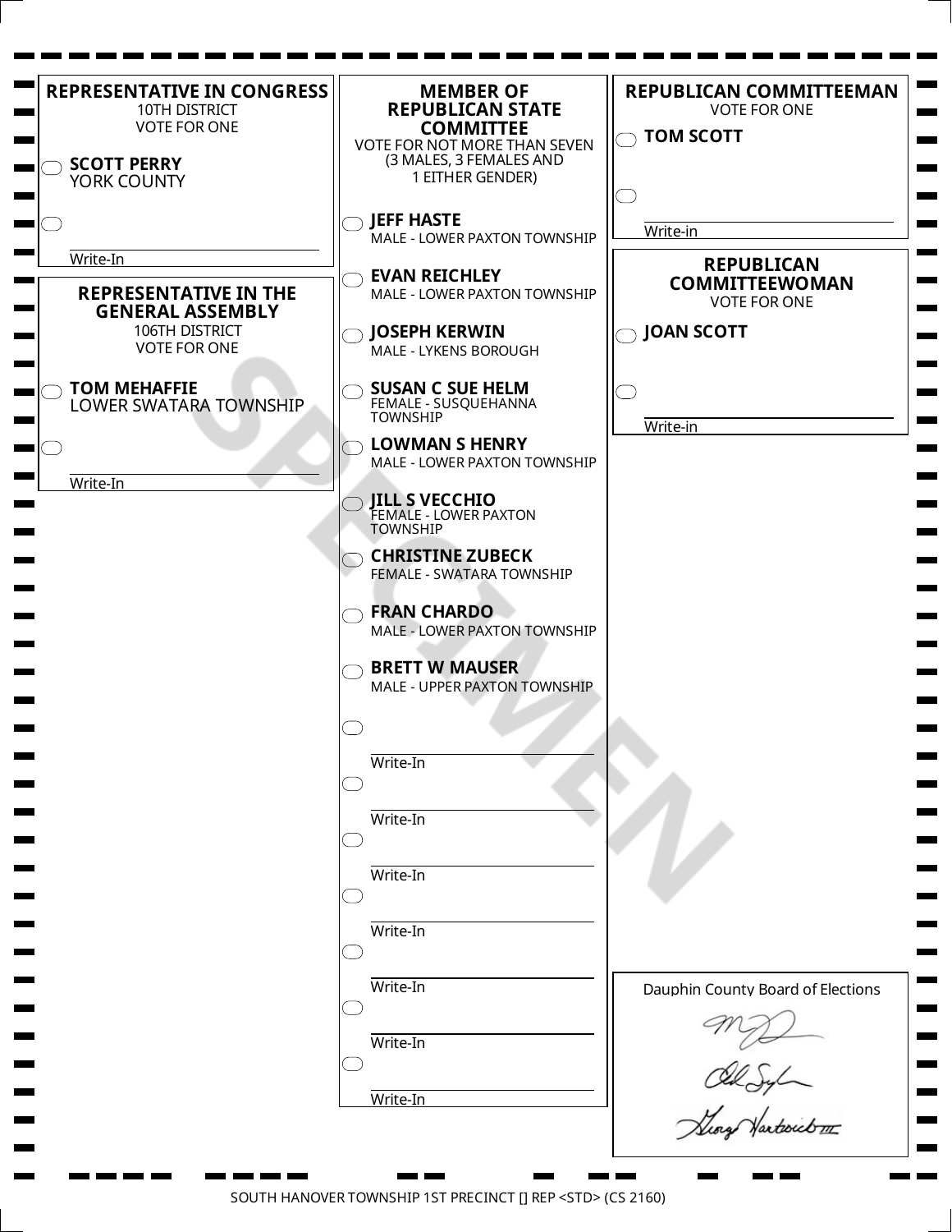## REPRESENTATIVE IN CONGRESS

10TH DISTRICT

VOTE FOR ONE

- **SCOTT PERRY**
  YORK COUNTY
- Write-In

## REPRESENTATIVE IN THE GENERAL ASSEMBLY

106TH DISTRICT

VOTE FOR ONE

- **TOM MEHAFFIE**
  LOWER SWATARA TOWNSHIP
- Write-In

## MEMBER OF REPUBLICAN STATE COMMITTEE

VOTE FOR NOT MORE THAN SEVEN (3 MALES, 3 FEMALES AND 1 EITHER GENDER)

- **JEFF HASTE**
  MALE - LOWER PAXTON TOWNSHIP
- **EVAN REICHLEY**
  MALE - LOWER PAXTON TOWNSHIP
- **JOSEPH KERWIN**
  MALE - LYKENS BOROUGH
- **SUSAN C SUE HELM**
  FEMALE - SUSQUEHANNA TOWNSHIP
- **LOWMAN S HENRY**
  MALE - LOWER PAXTON TOWNSHIP
- **JILL S VECCHIO**
  FEMALE - LOWER PAXTON TOWNSHIP
- **CHRISTINE ZUBECK**
  FEMALE - SWATARA TOWNSHIP
- **FRAN CHARDO**
  MALE - LOWER PAXTON TOWNSHIP
- **BRETT W MAUSER**
  MALE - UPPER PAXTON TOWNSHIP
- Write-In
- Write-In
- Write-In
- Write-In
- Write-In
- Write-In
- Write-In

## REPUBLICAN COMMITTEEMAN

VOTE FOR ONE

- **TOM SCOTT**
- Write-in

## REPUBLICAN COMMITTEEWOMAN

VOTE FOR ONE

- **JOAN SCOTT**
- Write-in

Dauphin County Board of Elections

SPECIMEN

SOUTH HANOVER TOWNSHIP 1ST PRECINCT [] REP <STD> (CS 2160)